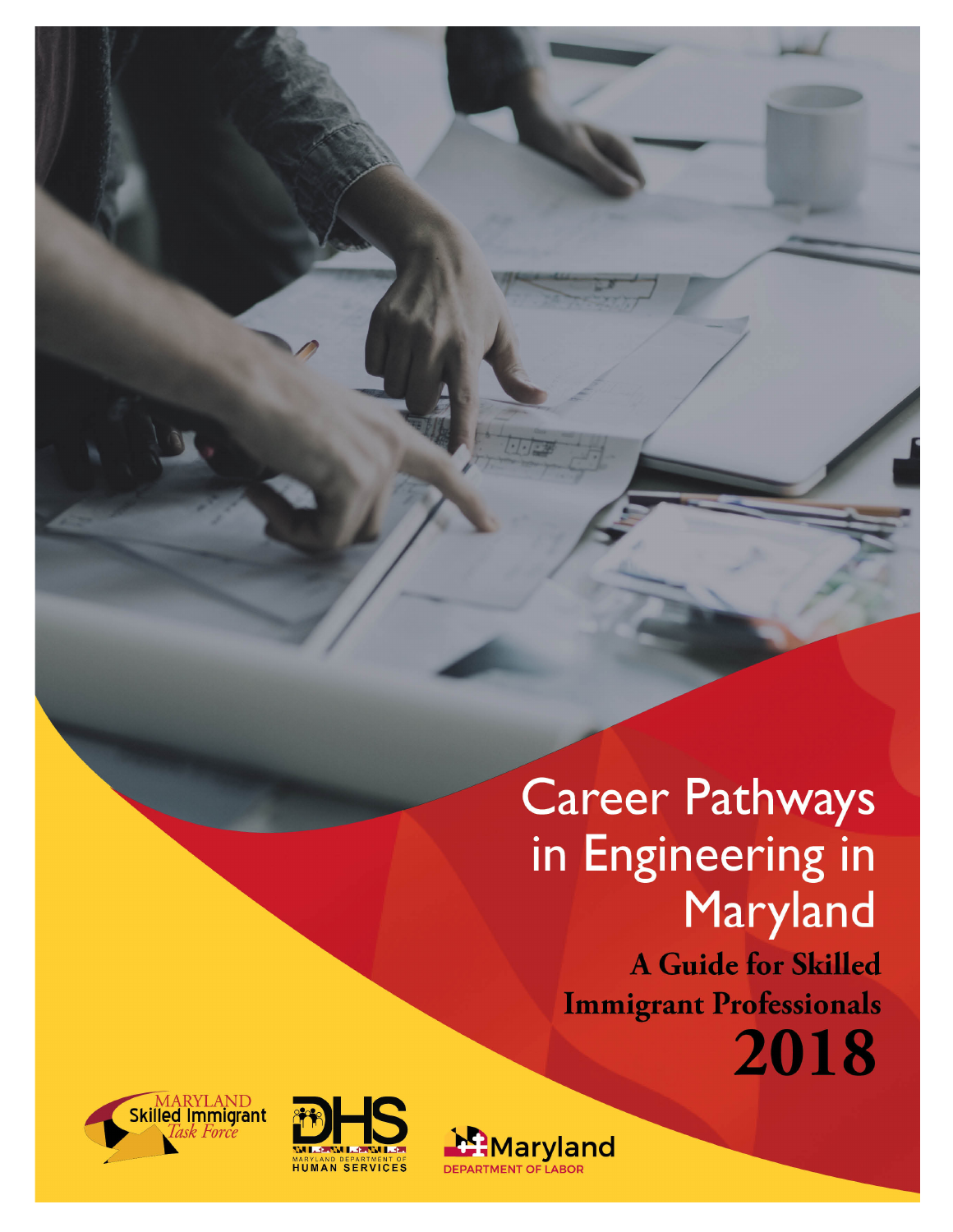# Career Pathways in Engineering in Maryland

## A Guide for Skilled Immigrant Professionals

## 2018

MARYLAND Skilled Immigrant *Task Force*

DHS MARYLAND DEPARTMENT OF HUMAN SERVICES

Maryland DEPARTMENT OF LABOR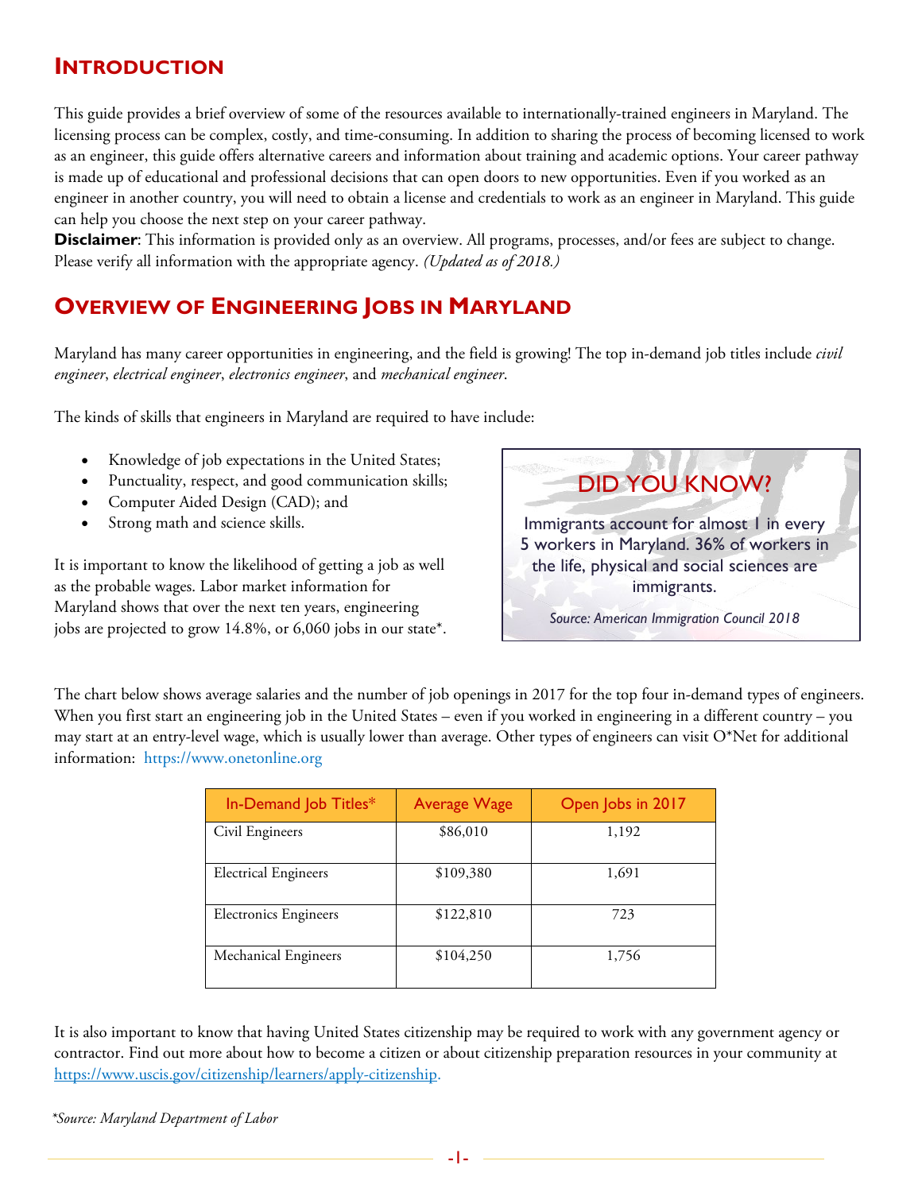## Introduction

This guide provides a brief overview of some of the resources available to internationally-trained engineers in Maryland. The licensing process can be complex, costly, and time-consuming. In addition to sharing the process of becoming licensed to work as an engineer, this guide offers alternative careers and information about training and academic options. Your career pathway is made up of educational and professional decisions that can open doors to new opportunities. Even if you worked as an engineer in another country, you will need to obtain a license and credentials to work as an engineer in Maryland. This guide can help you choose the next step on your career pathway.

**Disclaimer**: This information is provided only as an overview. All programs, processes, and/or fees are subject to change. Please verify all information with the appropriate agency. *(Updated as of 2018.)*

## Overview of Engineering Jobs in Maryland

Maryland has many career opportunities in engineering, and the field is growing! The top in-demand job titles include *civil engineer*, *electrical engineer*, *electronics engineer*, and *mechanical engineer*.

The kinds of skills that engineers in Maryland are required to have include:

- Knowledge of job expectations in the United States;
- Punctuality, respect, and good communication skills;
- Computer Aided Design (CAD); and
- Strong math and science skills.

It is important to know the likelihood of getting a job as well as the probable wages. Labor market information for Maryland shows that over the next ten years, engineering jobs are projected to grow 14.8%, or 6,060 jobs in our state*.

> **DID YOU KNOW?**
>
> Immigrants account for almost 1 in every 5 workers in Maryland. 36% of workers in the life, physical and social sciences are immigrants.
>
> *Source: American Immigration Council 2018*

The chart below shows average salaries and the number of job openings in 2017 for the top four in-demand types of engineers. When you first start an engineering job in the United States – even if you worked in engineering in a different country – you may start at an entry-level wage, which is usually lower than average. Other types of engineers can visit O*Net for additional information: https://www.onetonline.org

| In-Demand Job Titles* | Average Wage | Open Jobs in 2017 |
|---|---|---|
| Civil Engineers | $86,010 | 1,192 |
| Electrical Engineers | $109,380 | 1,691 |
| Electronics Engineers | $122,810 | 723 |
| Mechanical Engineers | $104,250 | 1,756 |

It is also important to know that having United States citizenship may be required to work with any government agency or contractor. Find out more about how to become a citizen or about citizenship preparation resources in your community at https://www.uscis.gov/citizenship/learners/apply-citizenship.

*\*Source: Maryland Department of Labor*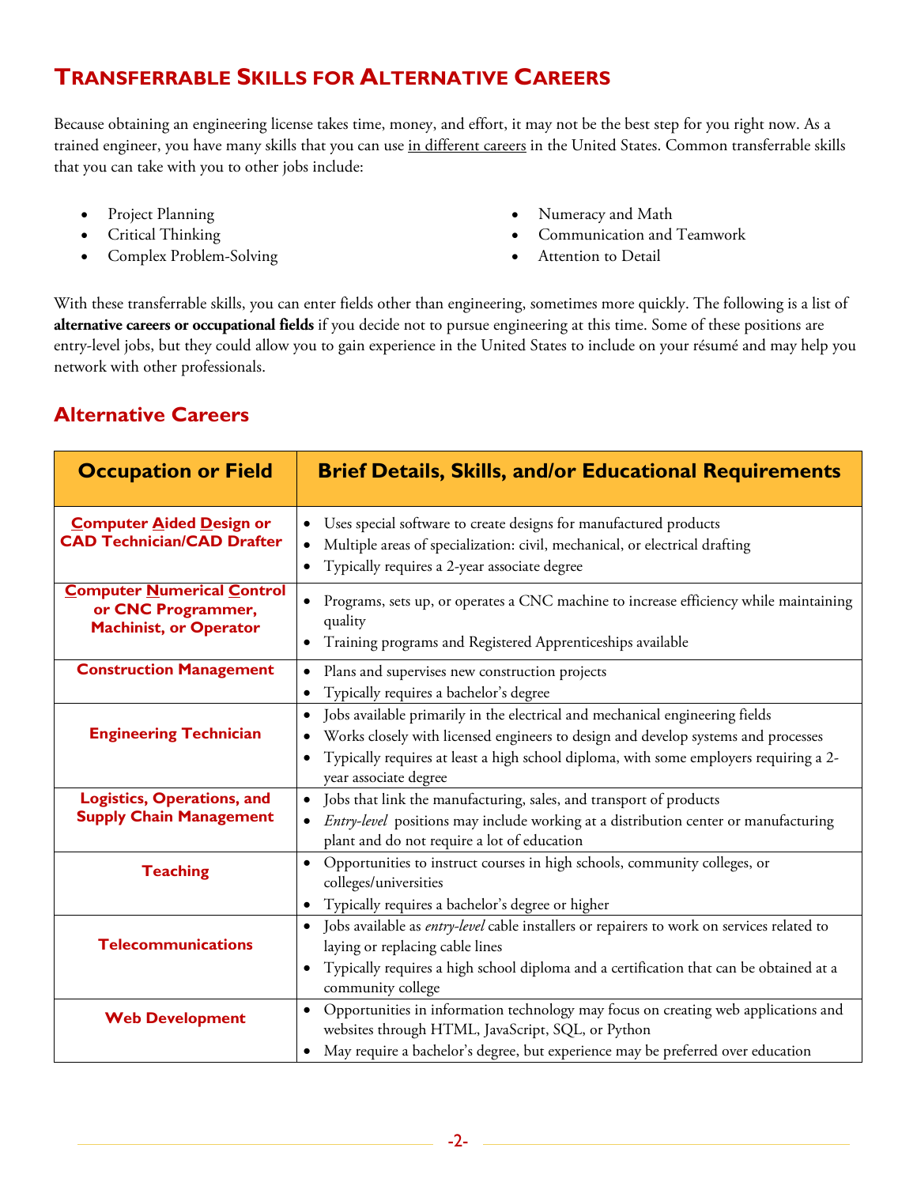## Transferrable Skills for Alternative Careers

Because obtaining an engineering license takes time, money, and effort, it may not be the best step for you right now. As a trained engineer, you have many skills that you can use in different careers in the United States. Common transferrable skills that you can take with you to other jobs include:

- Project Planning
- Critical Thinking
- Complex Problem-Solving
- Numeracy and Math
- Communication and Teamwork
- Attention to Detail

With these transferrable skills, you can enter fields other than engineering, sometimes more quickly. The following is a list of **alternative careers or occupational fields** if you decide not to pursue engineering at this time. Some of these positions are entry-level jobs, but they could allow you to gain experience in the United States to include on your résumé and may help you network with other professionals.

### Alternative Careers

| Occupation or Field | Brief Details, Skills, and/or Educational Requirements |
|---|---|
| **Computer Aided Design or CAD Technician/CAD Drafter** | • Uses special software to create designs for manufactured products<br>• Multiple areas of specialization: civil, mechanical, or electrical drafting<br>• Typically requires a 2-year associate degree |
| **Computer Numerical Control or CNC Programmer, Machinist, or Operator** | • Programs, sets up, or operates a CNC machine to increase efficiency while maintaining quality<br>• Training programs and Registered Apprenticeships available |
| **Construction Management** | • Plans and supervises new construction projects<br>• Typically requires a bachelor's degree |
| **Engineering Technician** | • Jobs available primarily in the electrical and mechanical engineering fields<br>• Works closely with licensed engineers to design and develop systems and processes<br>• Typically requires at least a high school diploma, with some employers requiring a 2-year associate degree |
| **Logistics, Operations, and Supply Chain Management** | • Jobs that link the manufacturing, sales, and transport of products<br>• *Entry-level* positions may include working at a distribution center or manufacturing plant and do not require a lot of education |
| **Teaching** | • Opportunities to instruct courses in high schools, community colleges, or colleges/universities<br>• Typically requires a bachelor's degree or higher |
| **Telecommunications** | • Jobs available as *entry-level* cable installers or repairers to work on services related to laying or replacing cable lines<br>• Typically requires a high school diploma and a certification that can be obtained at a community college |
| **Web Development** | • Opportunities in information technology may focus on creating web applications and websites through HTML, JavaScript, SQL, or Python<br>• May require a bachelor's degree, but experience may be preferred over education |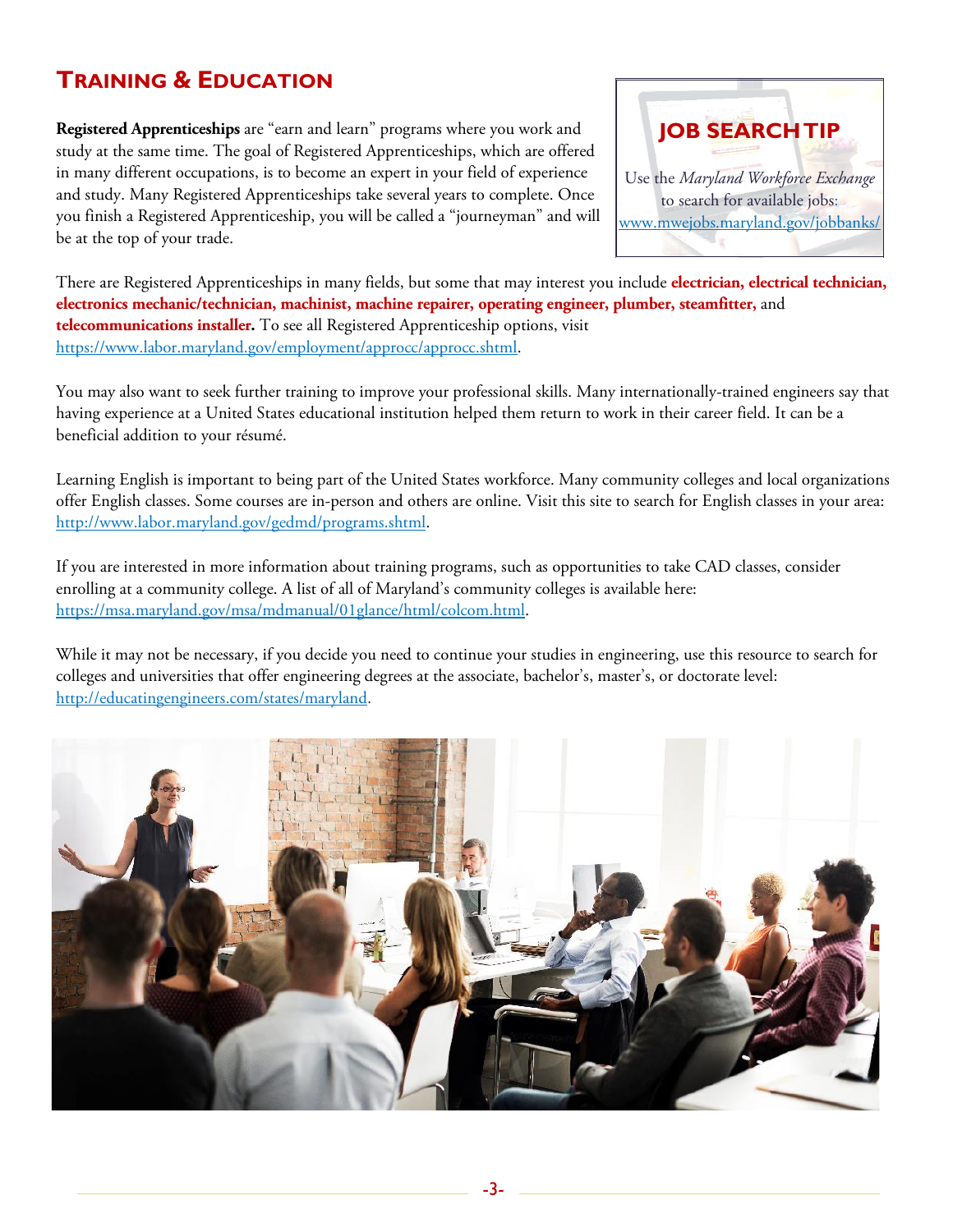## Training & Education

**Registered Apprenticeships** are "earn and learn" programs where you work and study at the same time. The goal of Registered Apprenticeships, which are offered in many different occupations, is to become an expert in your field of experience and study. Many Registered Apprenticeships take several years to complete. Once you finish a Registered Apprenticeship, you will be called a "journeyman" and will be at the top of your trade.

> **JOB SEARCH TIP**
>
> Use the *Maryland Workforce Exchange* to search for available jobs: www.mwejobs.maryland.gov/jobbanks/

There are Registered Apprenticeships in many fields, but some that may interest you include **electrician, electrical technician, electronics mechanic/technician, machinist, machine repairer, operating engineer, plumber, steamfitter,** and **telecommunications installer.** To see all Registered Apprenticeship options, visit https://www.labor.maryland.gov/employment/appr/approcc/approcc.shtml.

You may also want to seek further training to improve your professional skills. Many internationally-trained engineers say that having experience at a United States educational institution helped them return to work in their career field. It can be a beneficial addition to your résumé.

Learning English is important to being part of the United States workforce. Many community colleges and local organizations offer English classes. Some courses are in-person and others are online. Visit this site to search for English classes in your area: http://www.labor.maryland.gov/gedmd/programs.shtml.

If you are interested in more information about training programs, such as opportunities to take CAD classes, consider enrolling at a community college. A list of all of Maryland's community colleges is available here: https://msa.maryland.gov/msa/mdmanual/01glance/html/colcom.html.

While it may not be necessary, if you decide you need to continue your studies in engineering, use this resource to search for colleges and universities that offer engineering degrees at the associate, bachelor's, master's, or doctorate level: http://educatingengineers.com/states/maryland.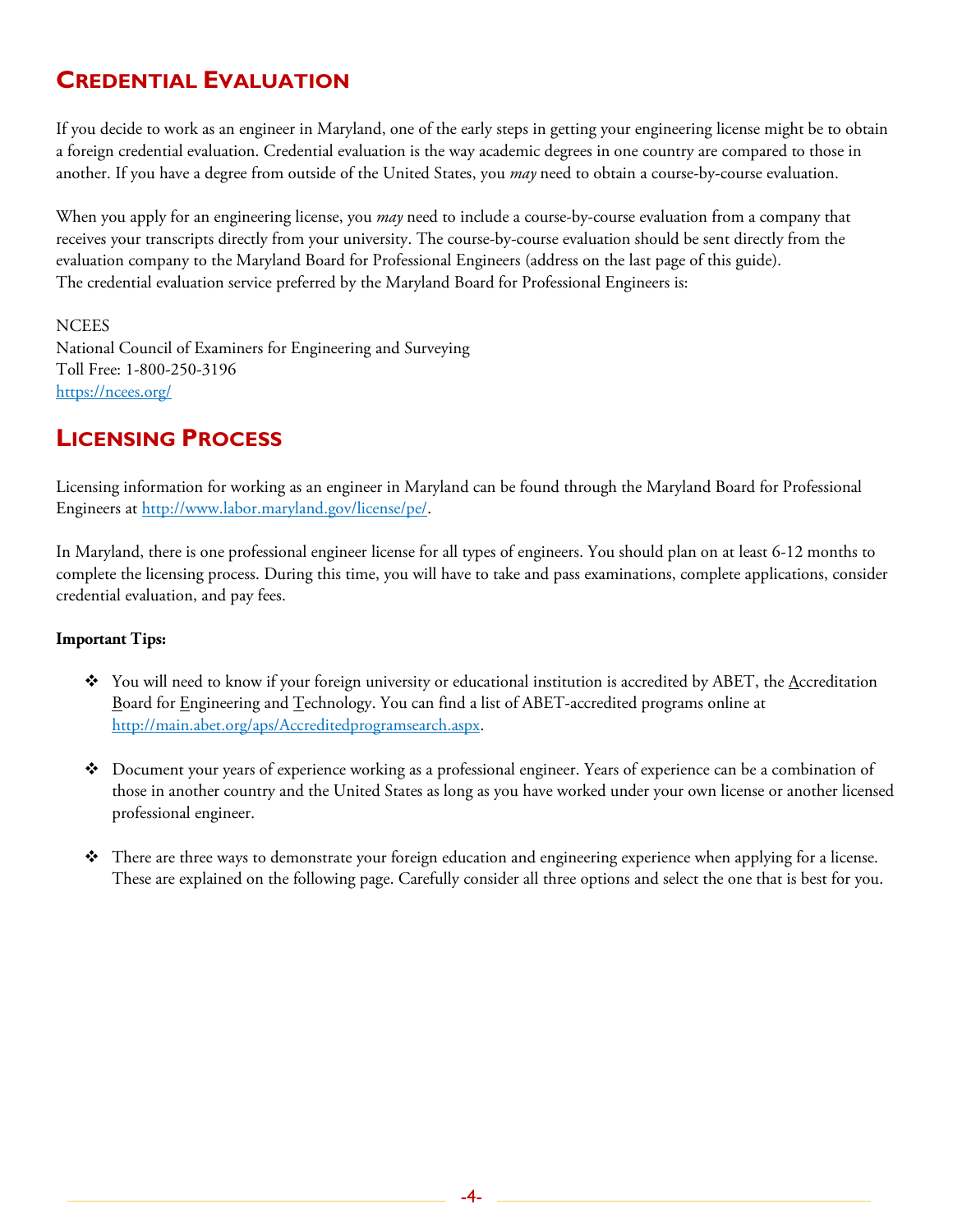## Credential Evaluation

If you decide to work as an engineer in Maryland, one of the early steps in getting your engineering license might be to obtain a foreign credential evaluation. Credential evaluation is the way academic degrees in one country are compared to those in another. If you have a degree from outside of the United States, you *may* need to obtain a course-by-course evaluation.

When you apply for an engineering license, you *may* need to include a course-by-course evaluation from a company that receives your transcripts directly from your university. The course-by-course evaluation should be sent directly from the evaluation company to the Maryland Board for Professional Engineers (address on the last page of this guide).
The credential evaluation service preferred by the Maryland Board for Professional Engineers is:

NCEES
National Council of Examiners for Engineering and Surveying
Toll Free: 1-800-250-3196
https://ncees.org/

## Licensing Process

Licensing information for working as an engineer in Maryland can be found through the Maryland Board for Professional Engineers at http://www.labor.maryland.gov/license/pe/.

In Maryland, there is one professional engineer license for all types of engineers. You should plan on at least 6-12 months to complete the licensing process. During this time, you will have to take and pass examinations, complete applications, consider credential evaluation, and pay fees.

**Important Tips:**

- You will need to know if your foreign university or educational institution is accredited by ABET, the Accreditation Board for Engineering and Technology. You can find a list of ABET-accredited programs online at http://main.abet.org/aps/Accreditedprogramsearch.aspx.
- Document your years of experience working as a professional engineer. Years of experience can be a combination of those in another country and the United States as long as you have worked under your own license or another licensed professional engineer.
- There are three ways to demonstrate your foreign education and engineering experience when applying for a license. These are explained on the following page. Carefully consider all three options and select the one that is best for you.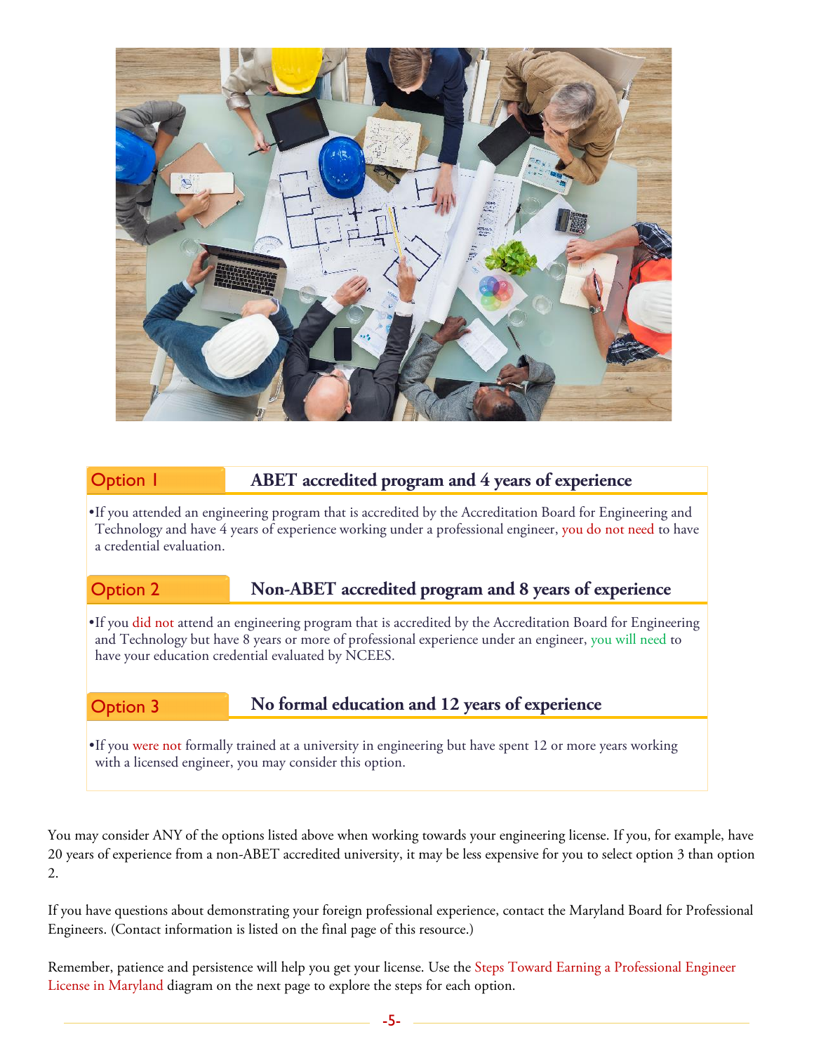## Option 1 — ABET accredited program and 4 years of experience

- If you attended an engineering program that is accredited by the Accreditation Board for Engineering and Technology and have 4 years of experience working under a professional engineer, you do not need to have a credential evaluation.

## Option 2 — Non-ABET accredited program and 8 years of experience

- If you did not attend an engineering program that is accredited by the Accreditation Board for Engineering and Technology but have 8 years or more of professional experience under an engineer, you will need to have your education credential evaluated by NCEES.

## Option 3 — No formal education and 12 years of experience

- If you were not formally trained at a university in engineering but have spent 12 or more years working with a licensed engineer, you may consider this option.

You may consider ANY of the options listed above when working towards your engineering license. If you, for example, have 20 years of experience from a non-ABET accredited university, it may be less expensive for you to select option 3 than option 2.

If you have questions about demonstrating your foreign professional experience, contact the Maryland Board for Professional Engineers. (Contact information is listed on the final page of this resource.)

Remember, patience and persistence will help you get your license. Use the Steps Toward Earning a Professional Engineer License in Maryland diagram on the next page to explore the steps for each option.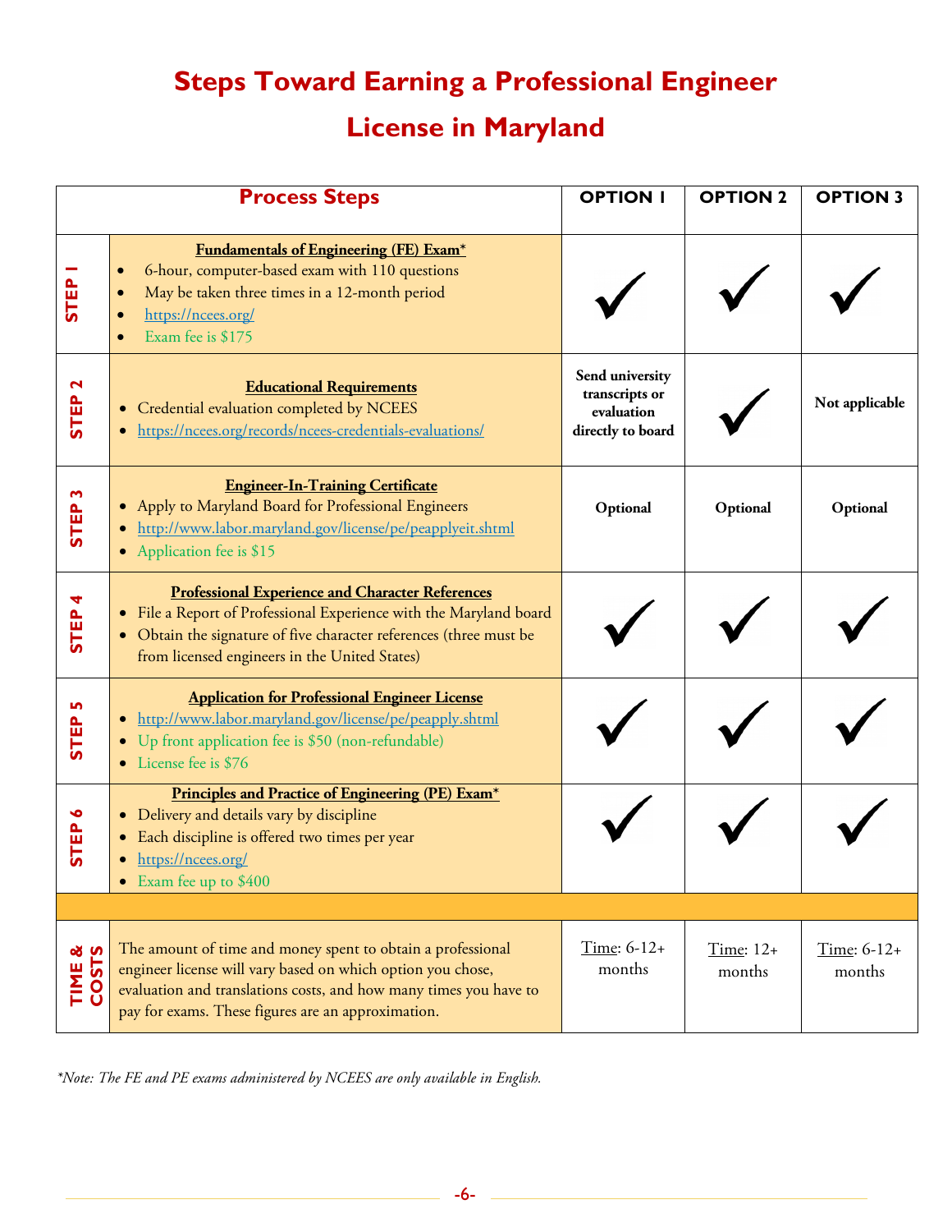# Steps Toward Earning a Professional Engineer License in Maryland

| | Process Steps | OPTION 1 | OPTION 2 | OPTION 3 |
|---|---|---|---|---|
| STEP 1 | **Fundamentals of Engineering (FE) Exam*** <br> • 6-hour, computer-based exam with 110 questions <br> • May be taken three times in a 12-month period <br> • https://ncees.org/ <br> • Exam fee is $175 | ✓ | ✓ | ✓ |
| STEP 2 | **Educational Requirements** <br> • Credential evaluation completed by NCEES <br> • https://ncees.org/records/ncees-credentials-evaluations/ | **Send university transcripts or evaluation directly to board** | ✓ | **Not applicable** |
| STEP 3 | **Engineer-In-Training Certificate** <br> • Apply to Maryland Board for Professional Engineers <br> • http://www.labor.maryland.gov/license/pe/peapplyeit.shtml <br> • Application fee is $15 | **Optional** | **Optional** | **Optional** |
| STEP 4 | **Professional Experience and Character References** <br> • File a Report of Professional Experience with the Maryland board <br> • Obtain the signature of five character references (three must be from licensed engineers in the United States) | ✓ | ✓ | ✓ |
| STEP 5 | **Application for Professional Engineer License** <br> • http://www.labor.maryland.gov/license/pe/peapply.shtml <br> • Up front application fee is $50 (non-refundable) <br> • License fee is $76 | ✓ | ✓ | ✓ |
| STEP 6 | **Principles and Practice of Engineering (PE) Exam*** <br> • Delivery and details vary by discipline <br> • Each discipline is offered two times per year <br> • https://ncees.org/ <br> • Exam fee up to $400 | ✓ | ✓ | ✓ |
| TIME & COSTS | The amount of time and money spent to obtain a professional engineer license will vary based on which option you chose, evaluation and translations costs, and how many times you have to pay for exams. These figures are an approximation. | Time: 6-12+ months | Time: 12+ months | Time: 6-12+ months |

*\*Note: The FE and PE exams administered by NCEES are only available in English.*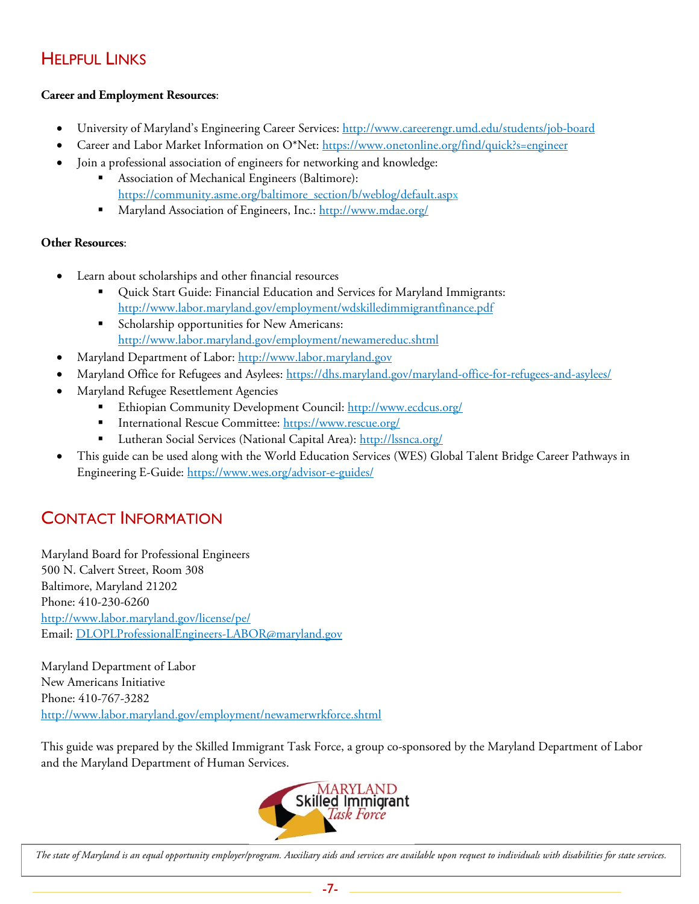## Helpful Links

**Career and Employment Resources**:

- University of Maryland's Engineering Career Services: http://www.careerengr.umd.edu/students/job-board
- Career and Labor Market Information on O*Net: https://www.onetonline.org/find/quick?s=engineer
- Join a professional association of engineers for networking and knowledge:
  - Association of Mechanical Engineers (Baltimore): https://community.asme.org/baltimore_section/b/weblog/default.aspx
  - Maryland Association of Engineers, Inc.: http://www.mdae.org/

**Other Resources**:

- Learn about scholarships and other financial resources
  - Quick Start Guide: Financial Education and Services for Maryland Immigrants: http://www.labor.maryland.gov/employment/wdskilledimmigrantfinance.pdf
  - Scholarship opportunities for New Americans: http://www.labor.maryland.gov/employment/newamereduc.shtml
- Maryland Department of Labor: http://www.labor.maryland.gov
- Maryland Office for Refugees and Asylees: https://dhs.maryland.gov/maryland-office-for-refugees-and-asylees/
- Maryland Refugee Resettlement Agencies
  - Ethiopian Community Development Council: http://www.ecdcus.org/
  - International Rescue Committee: https://www.rescue.org/
  - Lutheran Social Services (National Capital Area): http://lssnca.org/
- This guide can be used along with the World Education Services (WES) Global Talent Bridge Career Pathways in Engineering E-Guide: https://www.wes.org/advisor-e-guides/

## Contact Information

Maryland Board for Professional Engineers
500 N. Calvert Street, Room 308
Baltimore, Maryland 21202
Phone: 410-230-6260
http://www.labor.maryland.gov/license/pe/
Email: DLOPLProfessionalEngineers-LABOR@maryland.gov

Maryland Department of Labor
New Americans Initiative
Phone: 410-767-3282
http://www.labor.maryland.gov/employment/newamerwrkforce.shtml

This guide was prepared by the Skilled Immigrant Task Force, a group co-sponsored by the Maryland Department of Labor and the Maryland Department of Human Services.

MARYLAND Skilled Immigrant *Task Force*

*The state of Maryland is an equal opportunity employer/program. Auxiliary aids and services are available upon request to individuals with disabilities for state services.*